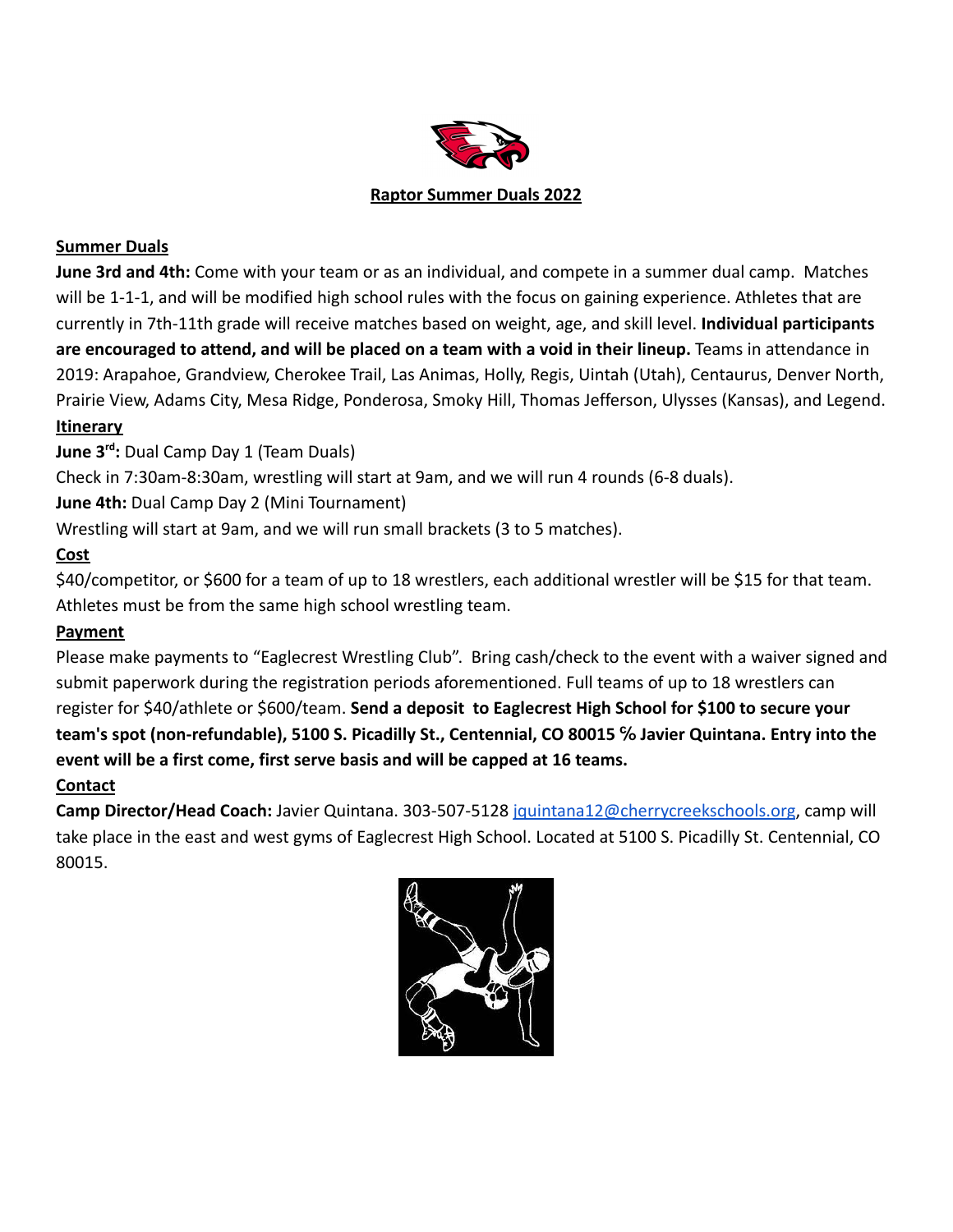**Raptor Summer Duals 2022**

**Summer Duals**

**June 3rd and 4th:** Come with your team or as an individual, and compete in a summer dual camp. Matches will be 1-1-1, and will be modified high school rules with the focus on gaining experience. Athletes that are currently in 7th-11th grade will receive matches based on weight, age, and skill level. **Individual participants are encouraged to attend, and will be placed on a team with a void in their lineup.** Teams in attendance in 2019: Arapahoe, Grandview, Cherokee Trail, Las Animas, Holly, Regis, Uintah (Utah), Centaurus, Denver North, Prairie View, Adams City, Mesa Ridge, Ponderosa, Smoky Hill, Thomas Jefferson, Ulysses (Kansas), and Legend.

**Itinerary**

**June 3rd:** Dual Camp Day 1 (Team Duals)

Check in 7:30am-8:30am, wrestling will start at 9am, and we will run 4 rounds (6-8 duals).

**June 4th:** Dual Camp Day 2 (Mini Tournament)

Wrestling will start at 9am, and we will run small brackets (3 to 5 matches).

**Cost**

$40/competitor, or $600 for a team of up to 18 wrestlers, each additional wrestler will be $15 for that team. Athletes must be from the same high school wrestling team.

**Payment**

Please make payments to "Eaglecrest Wrestling Club". Bring cash/check to the event with a waiver signed and submit paperwork during the registration periods aforementioned. Full teams of up to 18 wrestlers can register for $40/athlete or $600/team. **Send a deposit to Eaglecrest High School for $100 to secure your team's spot (non-refundable), 5100 S. Picadilly St., Centennial, CO 80015 ℅ Javier Quintana. Entry into the event will be a first come, first serve basis and will be capped at 16 teams.**

**Contact**

**Camp Director/Head Coach:** Javier Quintana. 303-507-5128 jquintana12@cherrycreekschools.org, camp will take place in the east and west gyms of Eaglecrest High School. Located at 5100 S. Picadilly St. Centennial, CO 80015.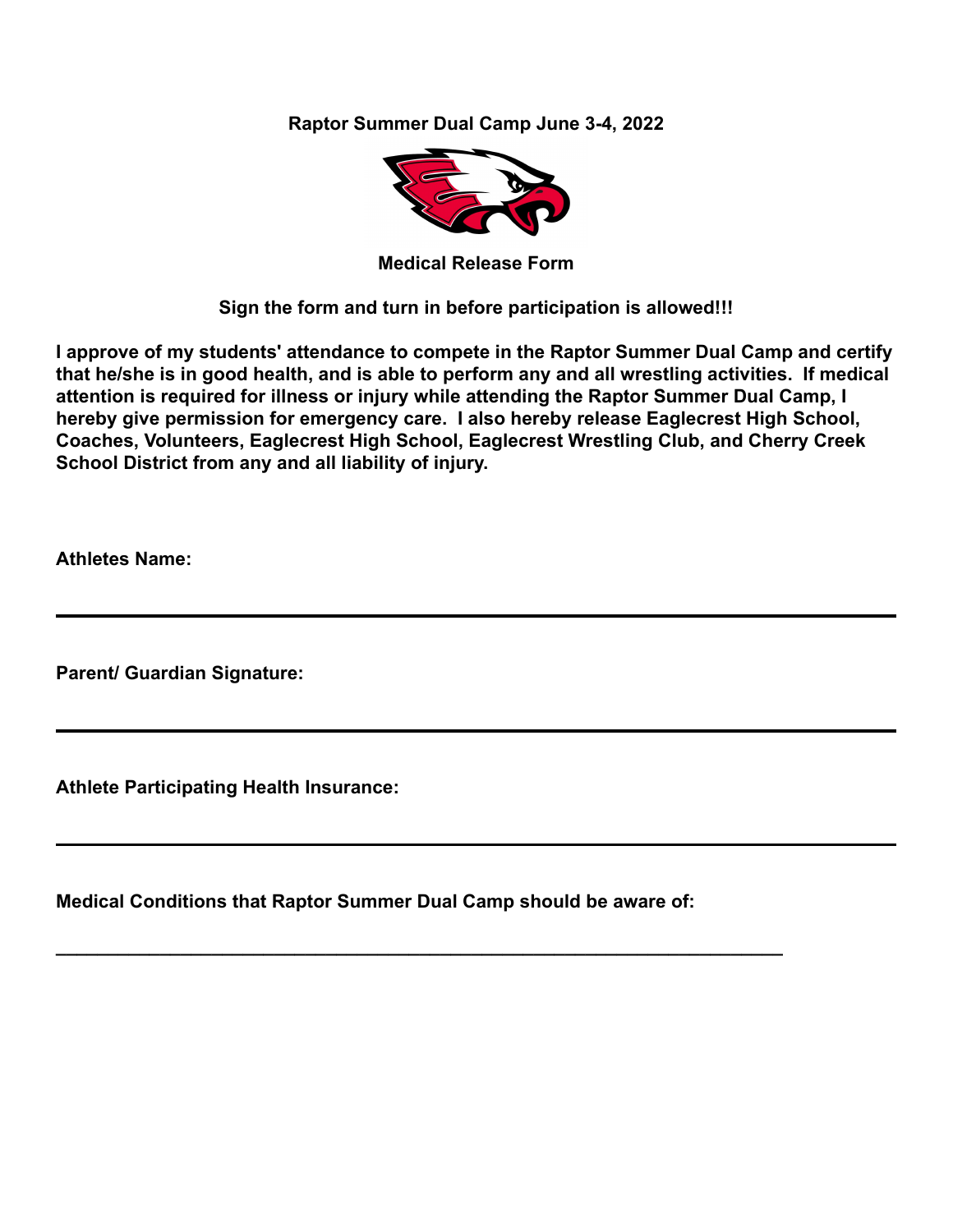**Raptor Summer Dual Camp June 3-4, 2022**

**Medical Release Form**

**Sign the form and turn in before participation is allowed!!!**

**I approve of my students' attendance to compete in the Raptor Summer Dual Camp and certify that he/she is in good health, and is able to perform any and all wrestling activities. If medical attention is required for illness or injury while attending the Raptor Summer Dual Camp, I hereby give permission for emergency care. I also hereby release Eaglecrest High School, Coaches, Volunteers, Eaglecrest High School, Eaglecrest Wrestling Club, and Cherry Creek School District from any and all liability of injury.**

**Athletes Name:**

\_\_\_\_\_\_\_\_\_\_\_\_\_\_\_\_\_\_\_\_\_\_\_\_\_\_\_\_\_\_\_\_\_\_\_\_\_\_\_\_\_\_\_\_\_\_\_\_\_\_\_\_\_\_\_\_\_\_\_\_\_\_\_\_\_\_\_\_

**Parent/ Guardian Signature:**

\_\_\_\_\_\_\_\_\_\_\_\_\_\_\_\_\_\_\_\_\_\_\_\_\_\_\_\_\_\_\_\_\_\_\_\_\_\_\_\_\_\_\_\_\_\_\_\_\_\_\_\_\_\_\_\_\_\_\_\_\_\_\_\_\_\_\_\_

**Athlete Participating Health Insurance:**

\_\_\_\_\_\_\_\_\_\_\_\_\_\_\_\_\_\_\_\_\_\_\_\_\_\_\_\_\_\_\_\_\_\_\_\_\_\_\_\_\_\_\_\_\_\_\_\_\_\_\_\_\_\_\_\_\_\_\_\_\_\_\_\_\_\_\_\_

**Medical Conditions that Raptor Summer Dual Camp should be aware of:**

\_\_\_\_\_\_\_\_\_\_\_\_\_\_\_\_\_\_\_\_\_\_\_\_\_\_\_\_\_\_\_\_\_\_\_\_\_\_\_\_\_\_\_\_\_\_\_\_\_\_\_\_\_\_\_\_\_\_\_\_